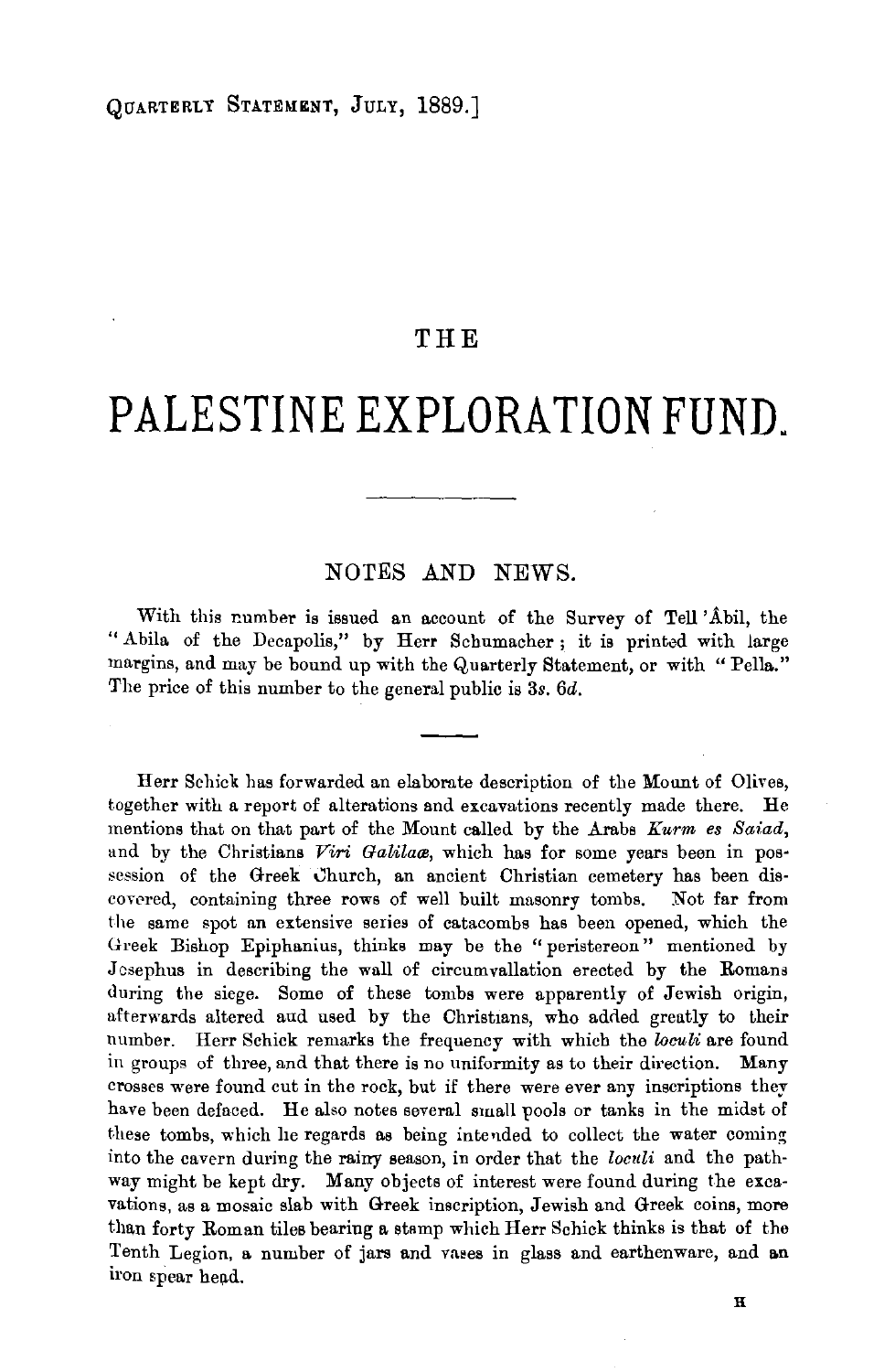# THE

# PALESTINE EXPLORATION FUND.

## NOTES AND NEWS.

With this number is issued an account of the Survey of Tell 'Âbil, the "Abila of the Decapolis," by Herr Schumacher; it is printed with large margins, and may be bound up with the Quarterly Statement, or with "Pella." The price of this number to the general public is 3*s.* 6*d.*

Herr Schick has forwarded an elaborate description of the Mount of Olives, together with a report of alterations and excavations recently made there. He mentions that on that part of the Mount called by the Arabs *Kurm es Saiad*, and by the Christians *Viri Galilaæ*, which has for some years been in possession of the Greek Church, an ancient Christian cemetery has been discovered, containing three rows of well built masonry tombs. Not far from the same spot an extensive series of catacombs has been opened, which the Greek Bishop Epiphanius, thinks may be the "peristereon" mentioned by Josephus in describing the wall of circumvallation erected by the Romans during the siege. Some of these tombs were apparently of Jewish origin, afterwards altered and used by the Christians, who added greatly to their number. Herr Schick remarks the frequency with which the *loculi* are found in groups of three, and that there is no uniformity as to their direction. Many crosses were found cut in the rock, but if there were ever any inscriptions they have been defaced. He also notes several small pools or tanks in the midst of these tombs, which he regards as being intended to collect the water coming into the cavern during the rainy season, in order that the *loculi* and the pathway might be kept dry. Many objects of interest were found during the excavations, as a mosaic slab with Greek inscription, Jewish and Greek coins, more than forty Roman tiles bearing a stamp which Herr Schick thinks is that of the Tenth Legion, a number of jars and vases in glass and earthenware, and an iron spear head.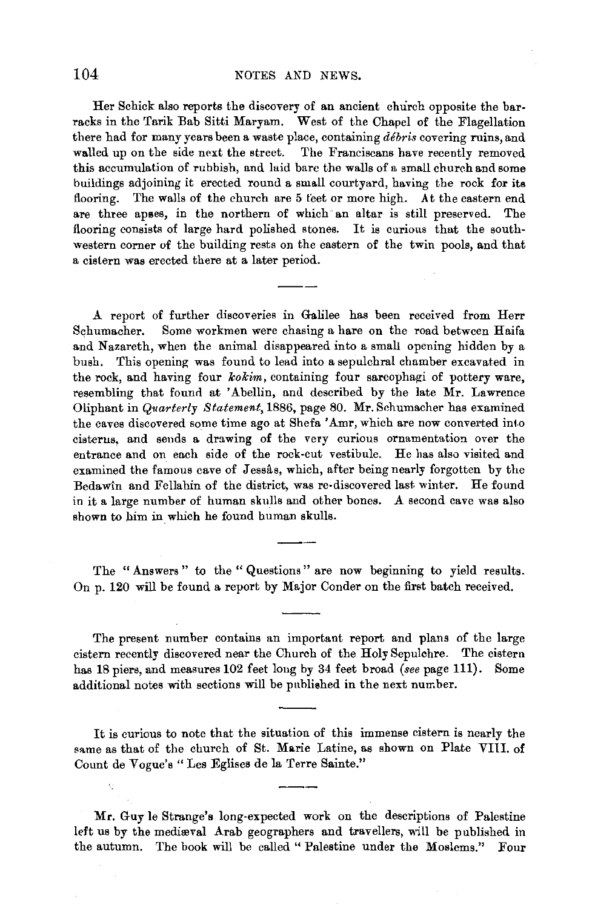Her Schick also reports the discovery of an ancient church opposite the barracks in the Tarik Bab Sitti Maryam. West of the Chapel of the Flagellation there had for many years been a waste place, containing *débris* covering ruins, and walled up on the side next the street. The Franciscans have recently removed this accumulation of rubbish, and laid bare the walls of a small church and some buildings adjoining it erected round a small courtyard, having the rock for its flooring. The walls of the church are 5 feet or more high. At the eastern end are three apses, in the northern of which an altar is still preserved. The flooring consists of large hard polished stones. It is curious that the south-western corner of the building rests on the eastern of the twin pools, and that a cistern was erected there at a later period.

---

A report of further discoveries in Galilee has been received from Herr Schumacher. Some workmen were chasing a hare on the road between Haifa and Nazareth, when the animal disappeared into a small opening hidden by a bush. This opening was found to lead into a sepulchral chamber excavated in the rock, and having four *kokim*, containing four sarcophagi of pottery ware, resembling that found at 'Abellin, and described by the late Mr. Lawrence Oliphant in *Quarterly Statement*, 1886, page 80. Mr. Schumacher has examined the caves discovered some time ago at Shefa 'Amr, which are now converted into cisterns, and sends a drawing of the very curious ornamentation over the entrance and on each side of the rock-cut vestibule. He has also visited and examined the famous cave of Jessâs, which, after being nearly forgotten by the Bedawîn and Fellahin of the district, was re-discovered last winter. He found in it a large number of human skulls and other bones. A second cave was also shown to him in which he found human skulls.

---

The "Answers" to the "Questions" are now beginning to yield results. On p. 120 will be found a report by Major Conder on the first batch received.

---

The present number contains an important report and plans of the large cistern recently discovered near the Church of the Holy Sepulchre. The cistern has 18 piers, and measures 102 feet long by 34 feet broad (*see* page 111). Some additional notes with sections will be published in the next number.

---

It is curious to note that the situation of this immense cistern is nearly the same as that of the church of St. Marie Latine, as shown on Plate VIII. of Count de Vogue's "Les Eglises de la Terre Sainte."

---

Mr. Guy le Strange's long-expected work on the descriptions of Palestine left us by the mediæval Arab geographers and travellers, will be published in the autumn. The book will be called "Palestine under the Moslems." Four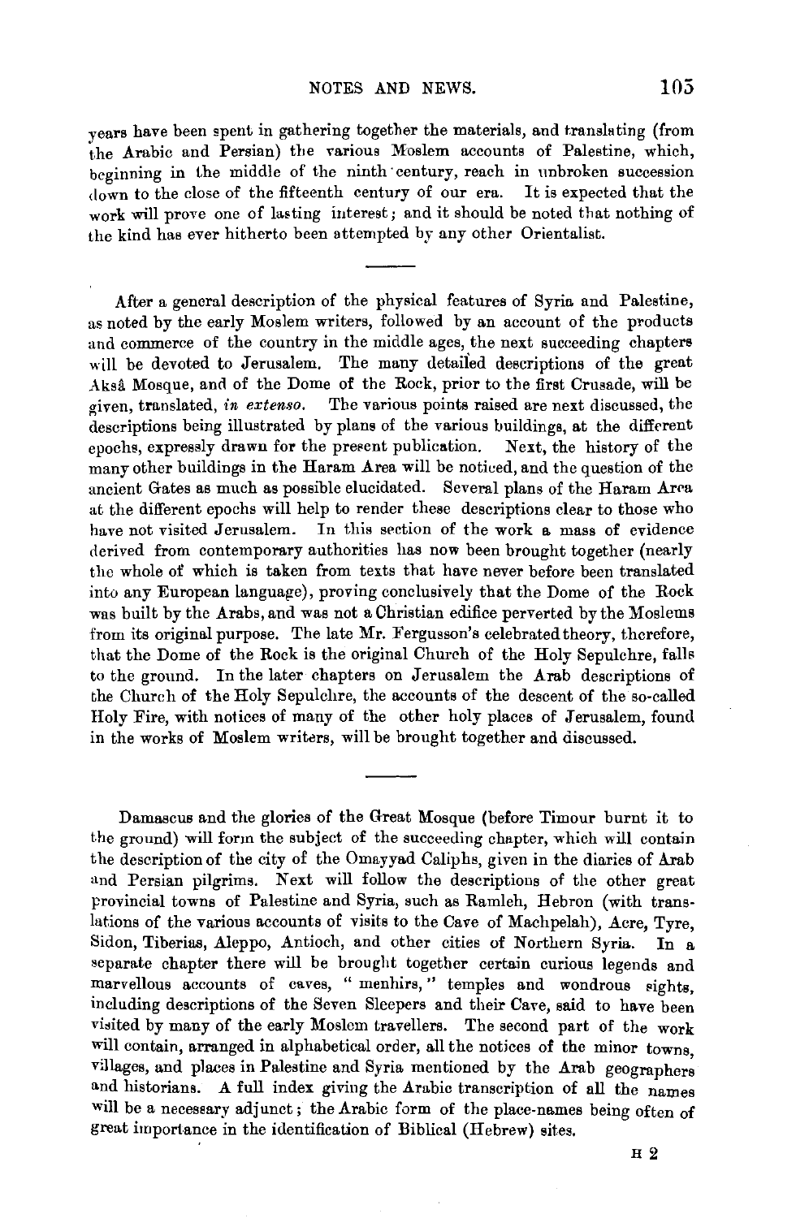years have been spent in gathering together the materials, and translating (from the Arabic and Persian) the various Moslem accounts of Palestine, which, beginning in the middle of the ninth century, reach in unbroken succession down to the close of the fifteenth century of our era. It is expected that the work will prove one of lasting interest; and it should be noted that nothing of the kind has ever hitherto been attempted by any other Orientalist.

---

After a general description of the physical features of Syria and Palestine, as noted by the early Moslem writers, followed by an account of the products and commerce of the country in the middle ages, the next succeeding chapters will be devoted to Jerusalem. The many detailed descriptions of the great Aksâ Mosque, and of the Dome of the Rock, prior to the first Crusade, will be given, translated, *in extenso*. The various points raised are next discussed, the descriptions being illustrated by plans of the various buildings, at the different epochs, expressly drawn for the present publication. Next, the history of the many other buildings in the Haram Area will be noticed, and the question of the ancient Gates as much as possible elucidated. Several plans of the Haram Area at the different epochs will help to render these descriptions clear to those who have not visited Jerusalem. In this section of the work a mass of evidence derived from contemporary authorities has now been brought together (nearly the whole of which is taken from texts that have never before been translated into any European language), proving conclusively that the Dome of the Rock was built by the Arabs, and was not a Christian edifice perverted by the Moslems from its original purpose. The late Mr. Fergusson's celebrated theory, therefore, that the Dome of the Rock is the original Church of the Holy Sepulchre, falls to the ground. In the later chapters on Jerusalem the Arab descriptions of the Church of the Holy Sepulchre, the accounts of the descent of the so-called Holy Fire, with notices of many of the other holy places of Jerusalem, found in the works of Moslem writers, will be brought together and discussed.

---

Damascus and the glories of the Great Mosque (before Timour burnt it to the ground) will form the subject of the succeeding chapter, which will contain the description of the city of the Omayyad Caliphs, given in the diaries of Arab and Persian pilgrims. Next will follow the descriptions of the other great provincial towns of Palestine and Syria, such as Ramleh, Hebron (with translations of the various accounts of visits to the Cave of Machpelah), Acre, Tyre, Sidon, Tiberias, Aleppo, Antioch, and other cities of Northern Syria. In a separate chapter there will be brought together certain curious legends and marvellous accounts of caves, "menhirs," temples and wondrous sights, including descriptions of the Seven Sleepers and their Cave, said to have been visited by many of the early Moslem travellers. The second part of the work will contain, arranged in alphabetical order, all the notices of the minor towns, villages, and places in Palestine and Syria mentioned by the Arab geographers and historians. A full index giving the Arabic transcription of all the names will be a necessary adjunct; the Arabic form of the place-names being often of great importance in the identification of Biblical (Hebrew) sites.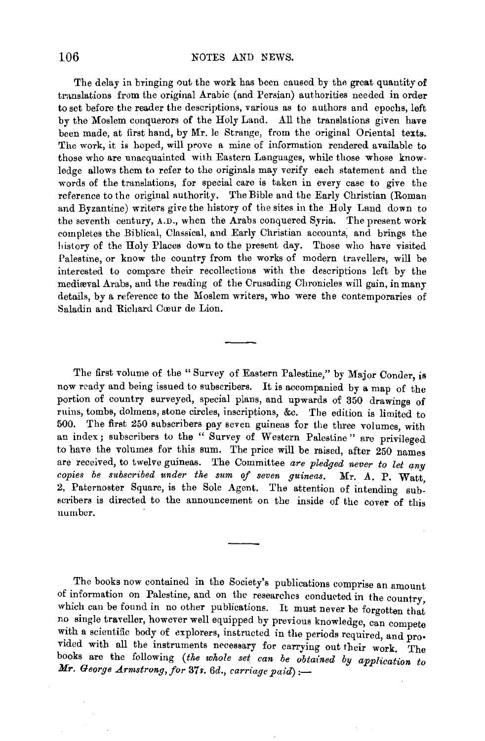The delay in bringing out the work has been caused by the great quantity of translations from the original Arabic (and Persian) authorities needed in order to set before the reader the descriptions, various as to authors and epochs, left by the Moslem conquerors of the Holy Land. All the translations given have been made, at first hand, by Mr. le Strange, from the original Oriental texts. The work, it is hoped, will prove a mine of information rendered available to those who are unacquainted with Eastern Languages, while those whose knowledge allows them to refer to the originals may verify each statement and the words of the translations, for special care is taken in every case to give the reference to the original authority. The Bible and the Early Christian (Roman and Byzantine) writers give the history of the sites in the Holy Land down to the seventh century, A.D., when the Arabs conquered Syria. The present work completes the Biblical, Classical, and Early Christian accounts, and brings the history of the Holy Places down to the present day. Those who have visited Palestine, or know the country from the works of modern travellers, will be interested to compare their recollections with the descriptions left by the mediæval Arabs, and the reading of the Crusading Chronicles will gain, in many details, by a reference to the Moslem writers, who were the contemporaries of Saladin and Richard Cœur de Lion.

---

The first volume of the "Survey of Eastern Palestine," by Major Conder, is now ready and being issued to subscribers. It is accompanied by a map of the portion of country surveyed, special plans, and upwards of 350 drawings of ruins, tombs, dolmens, stone circles, inscriptions, &c. The edition is limited to 500. The first 250 subscribers pay seven guineas for the three volumes, with an index; subscribers to the "Survey of Western Palestine" are privileged to have the volumes for this sum. The price will be raised, after 250 names are received, to twelve guineas. The Committee *are pledged never to let any copies be subscribed under the sum of seven guineas.* Mr. A. P. Watt, 2, Paternoster Square, is the Sole Agent. The attention of intending subscribers is directed to the announcement on the inside of the cover of this number.

---

The books now contained in the Society's publications comprise an amount of information on Palestine, and on the researches conducted in the country, which can be found in no other publications. It must never be forgotten that no single traveller, however well equipped by previous knowledge, can compete with a scientific body of explorers, instructed in the periods required, and provided with all the instruments necessary for carrying out their work. The books are the following (*the whole set can be obtained by application to Mr. George Armstrong, for 37s. 6d., carriage paid*) :—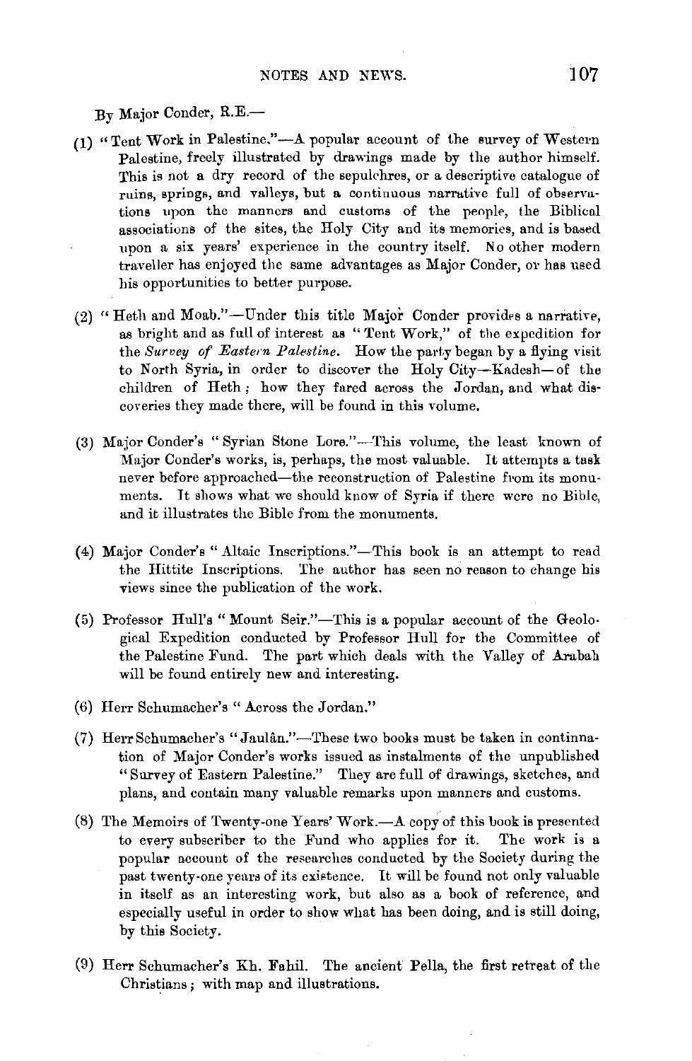By Major Conder, R.E.—

(1) "Tent Work in Palestine."—A popular account of the survey of Western Palestine, freely illustrated by drawings made by the author himself. This is not a dry record of the sepulchres, or a descriptive catalogue of ruins, springs, and valleys, but a continuous narrative full of observations upon the manners and customs of the people, the Biblical associations of the sites, the Holy City and its memories, and is based upon a six years' experience in the country itself. No other modern traveller has enjoyed the same advantages as Major Conder, or has used his opportunities to better purpose.

(2) "Heth and Moab."—Under this title Major Conder provides a narrative, as bright and as full of interest as "Tent Work," of the expedition for the *Survey of Eastern Palestine.* How the party began by a flying visit to North Syria, in order to discover the Holy City—Kadesh—of the children of Heth; how they fared across the Jordan, and what discoveries they made there, will be found in this volume.

(3) Major Conder's "Syrian Stone Lore."—This volume, the least known of Major Conder's works, is, perhaps, the most valuable. It attempts a task never before approached—the reconstruction of Palestine from its monuments. It shows what we should know of Syria if there were no Bible, and it illustrates the Bible from the monuments.

(4) Major Conder's "Altaic Inscriptions."—This book is an attempt to read the Hittite Inscriptions. The author has seen no reason to change his views since the publication of the work.

(5) Professor Hull's "Mount Seir."—This is a popular account of the Geological Expedition conducted by Professor Hull for the Committee of the Palestine Fund. The part which deals with the Valley of Arabah will be found entirely new and interesting.

(6) Herr Schumacher's "Across the Jordan."

(7) Herr Schumacher's "Jaulân."—These two books must be taken in continuation of Major Conder's works issued as instalments of the unpublished "Survey of Eastern Palestine." They are full of drawings, sketches, and plans, and contain many valuable remarks upon manners and customs.

(8) The Memoirs of Twenty-one Years' Work.—A copy of this book is presented to every subscriber to the Fund who applies for it. The work is a popular account of the researches conducted by the Society during the past twenty-one years of its existence. It will be found not only valuable in itself as an interesting work, but also as a book of reference, and especially useful in order to show what has been doing, and is still doing, by this Society.

(9) Herr Schumacher's Kh. Fahil. The ancient Pella, the first retreat of the Christians; with map and illustrations.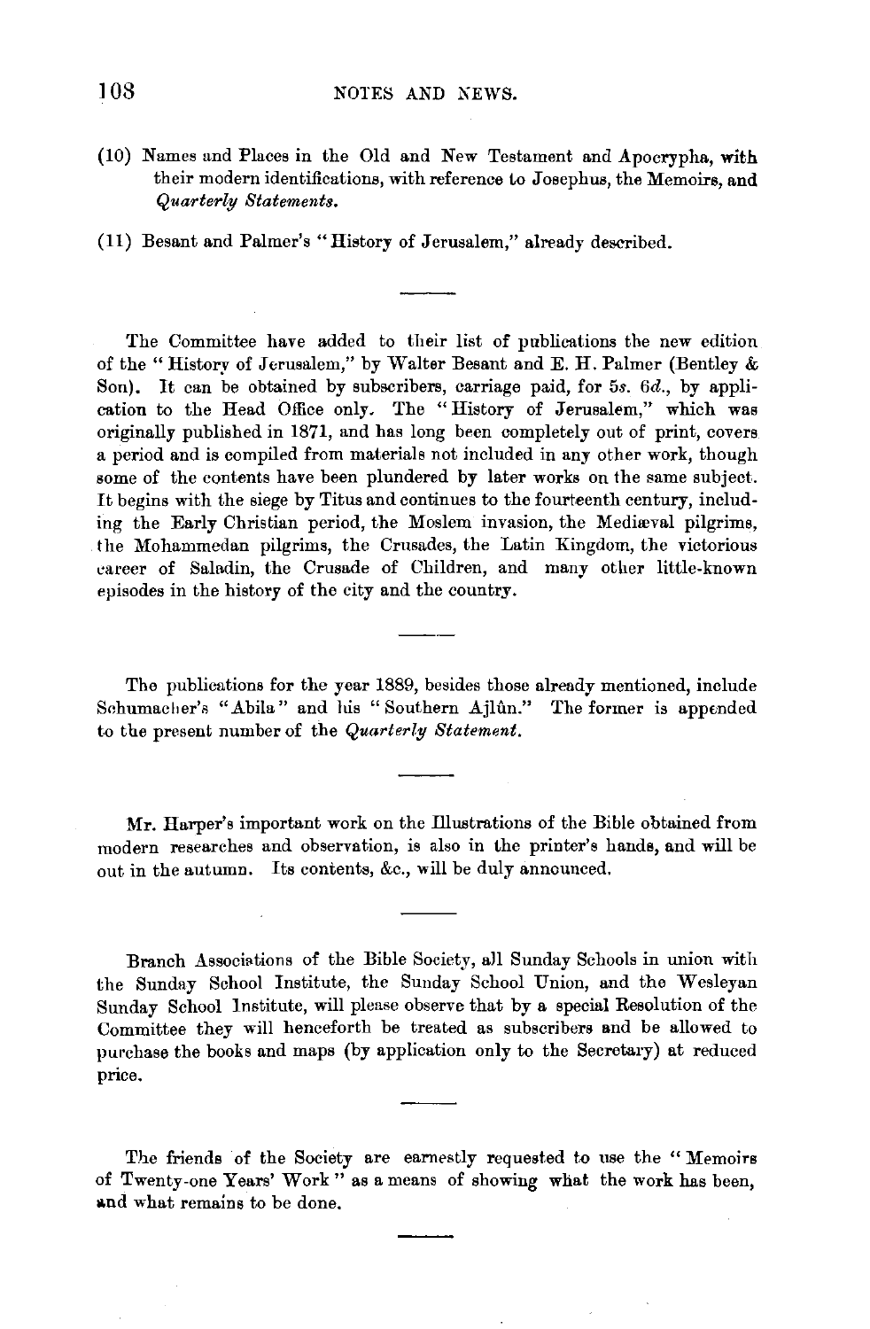(10) Names and Places in the Old and New Testament and Apocrypha, with their modern identifications, with reference to Josephus, the Memoirs, and *Quarterly Statements.*

(11) Besant and Palmer's "History of Jerusalem," already described.

---

The Committee have added to their list of publications the new edition of the "History of Jerusalem," by Walter Besant and E. H. Palmer (Bentley & Son). It can be obtained by subscribers, carriage paid, for 5*s*. 6*d*., by application to the Head Office only. The "History of Jerusalem," which was originally published in 1871, and has long been completely out of print, covers a period and is compiled from materials not included in any other work, though some of the contents have been plundered by later works on the same subject. It begins with the siege by Titus and continues to the fourteenth century, including the Early Christian period, the Moslem invasion, the Mediæval pilgrims, the Mohammedan pilgrims, the Crusades, the Latin Kingdom, the victorious career of Saladin, the Crusade of Children, and many other little-known episodes in the history of the city and the country.

---

The publications for the year 1889, besides those already mentioned, include Schumacher's "Abila" and his "Southern Ajlûn." The former is appended to the present number of the *Quarterly Statement.*

---

Mr. Harper's important work on the Illustrations of the Bible obtained from modern researches and observation, is also in the printer's hands, and will be out in the autumn. Its contents, &c., will be duly announced.

---

Branch Associations of the Bible Society, all Sunday Schools in union with the Sunday School Institute, the Sunday School Union, and the Wesleyan Sunday School Institute, will please observe that by a special Resolution of the Committee they will henceforth be treated as subscribers and be allowed to purchase the books and maps (by application only to the Secretary) at reduced price.

---

The friends of the Society are earnestly requested to use the "Memoirs of Twenty-one Years' Work" as a means of showing what the work has been, and what remains to be done.

---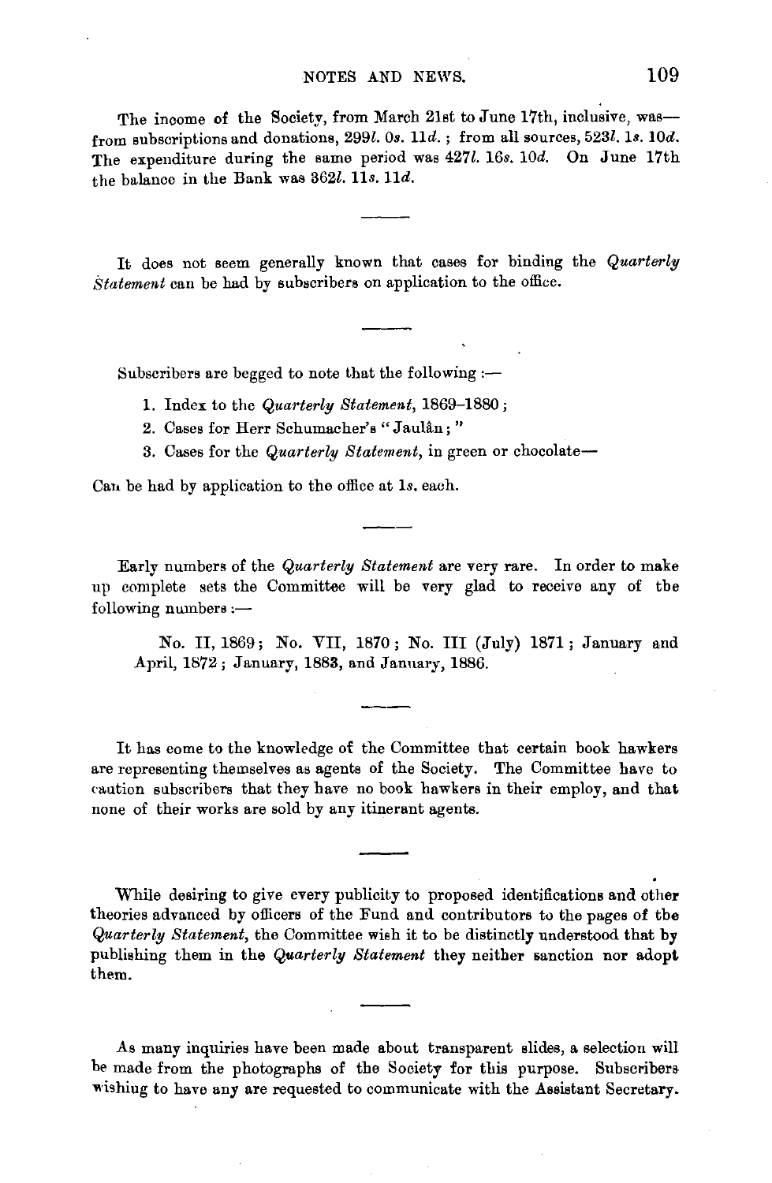The income of the Society, from March 21st to June 17th, inclusive, was—from subscriptions and donations, 299*l.* 0*s.* 11*d.*; from all sources, 523*l.* 1*s.* 10*d.* The expenditure during the same period was 427*l.* 16*s.* 10*d.* On June 17th the balance in the Bank was 362*l.* 11*s.* 11*d.*

---

It does not seem generally known that cases for binding the *Quarterly Statement* can be had by subscribers on application to the office.

---

Subscribers are begged to note that the following :—

1. Index to the *Quarterly Statement*, 1869–1880;
2. Cases for Herr Schumacher's "Jaulân;"
3. Cases for the *Quarterly Statement*, in green or chocolate—

Can be had by application to the office at 1*s.* each.

---

Early numbers of the *Quarterly Statement* are very rare. In order to make up complete sets the Committee will be very glad to receive any of the following numbers :—

> No. II, 1869; No. VII, 1870; No. III (July) 1871; January and April, 1872; January, 1883, and January, 1886.

---

It has come to the knowledge of the Committee that certain book hawkers are representing themselves as agents of the Society. The Committee have to caution subscribers that they have no book hawkers in their employ, and that none of their works are sold by any itinerant agents.

---

While desiring to give every publicity to proposed identifications and other theories advanced by officers of the Fund and contributors to the pages of the *Quarterly Statement*, the Committee wish it to be distinctly understood that by publishing them in the *Quarterly Statement* they neither sanction nor adopt them.

---

As many inquiries have been made about transparent slides, a selection will be made from the photographs of the Society for this purpose. Subscribers wishing to have any are requested to communicate with the Assistant Secretary.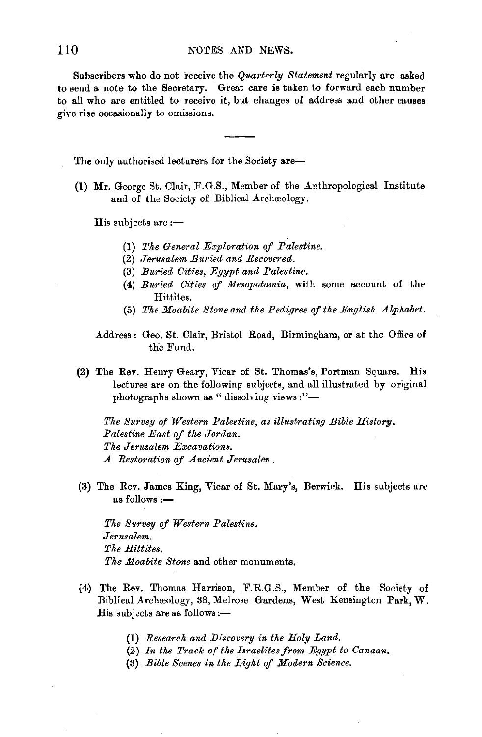Subscribers who do not receive the *Quarterly Statement* regularly are asked to send a note to the Secretary. Great care is taken to forward each number to all who are entitled to receive it, but changes of address and other causes give rise occasionally to omissions.

---

The only authorised lecturers for the Society are—

(1) Mr. George St. Clair, F.G.S., Member of the Anthropological Institute and of the Society of Biblical Archæology.

His subjects are :—

(1) *The General Exploration of Palestine.*
(2) *Jerusalem Buried and Recovered.*
(3) *Buried Cities, Egypt and Palestine.*
(4) *Buried Cities of Mesopotamia*, with some account of the Hittites.
(5) *The Moabite Stone and the Pedigree of the English Alphabet.*

Address : Geo. St. Clair, Bristol Road, Birmingham, or at the Office of the Fund.

(2) The Rev. Henry Geary, Vicar of St. Thomas's, Portman Square. His lectures are on the following subjects, and all illustrated by original photographs shown as " dissolving views :"—

*The Survey of Western Palestine, as illustrating Bible History.*
*Palestine East of the Jordan.*
*The Jerusalem Excavations.*
*A Restoration of Ancient Jerusalem.*

(3) The Rev. James King, Vicar of St. Mary's, Berwick. His subjects are as follows :—

*The Survey of Western Palestine.*
*Jerusalem.*
*The Hittites.*
*The Moabite Stone* and other monuments.

(4) The Rev. Thomas Harrison, F.R.G.S., Member of the Society of Biblical Archæology, 38, Melrose Gardens, West Kensington Park, W. His subjects are as follows :—

(1) *Research and Discovery in the Holy Land.*
(2) *In the Track of the Israelites from Egypt to Canaan.*
(3) *Bible Scenes in the Light of Modern Science.*